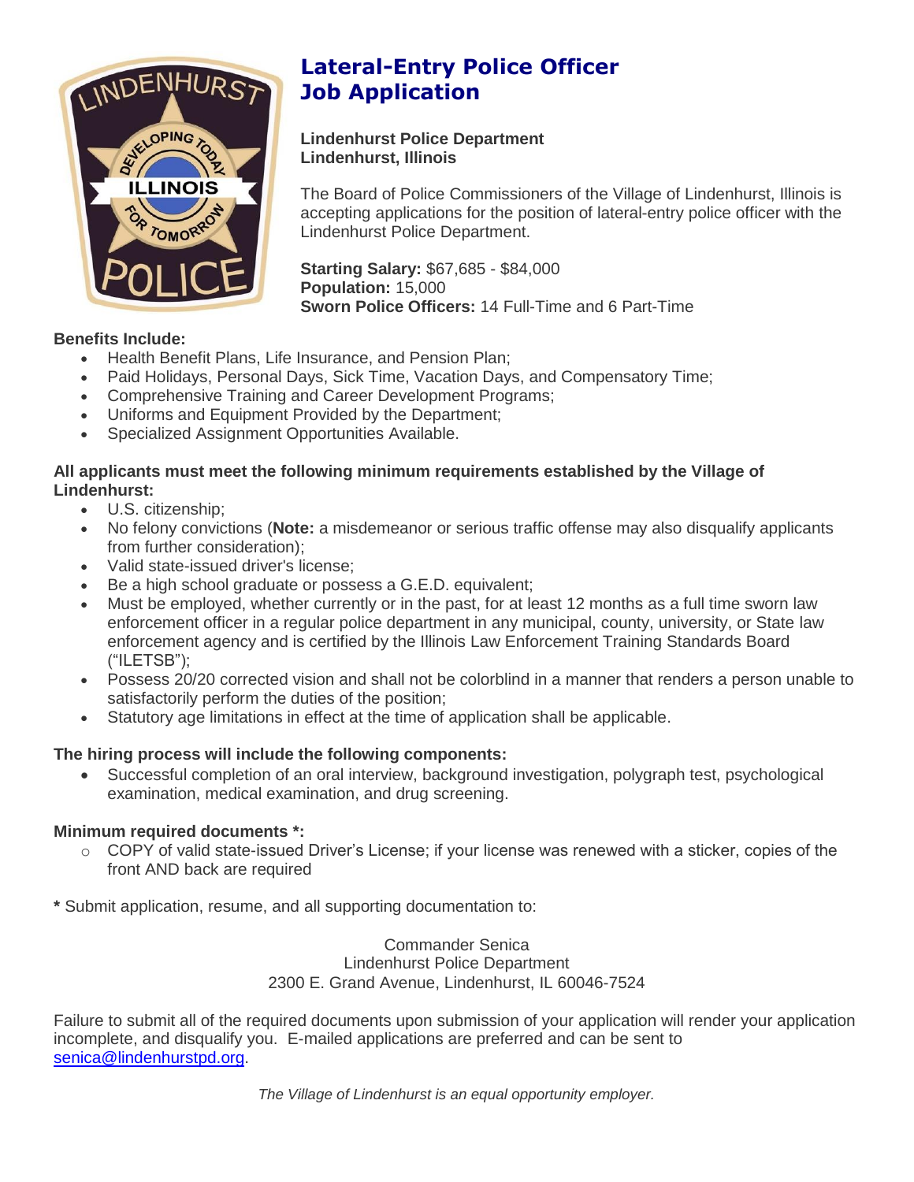# Lateral-Entry Police Officer Job Application

**Lindenhurst Police Department**
**Lindenhurst, Illinois**

The Board of Police Commissioners of the Village of Lindenhurst, Illinois is accepting applications for the position of lateral-entry police officer with the Lindenhurst Police Department.

**Starting Salary:** $67,685 - $84,000
**Population:** 15,000
**Sworn Police Officers:** 14 Full-Time and 6 Part-Time

**Benefits Include:**

- Health Benefit Plans, Life Insurance, and Pension Plan;
- Paid Holidays, Personal Days, Sick Time, Vacation Days, and Compensatory Time;
- Comprehensive Training and Career Development Programs;
- Uniforms and Equipment Provided by the Department;
- Specialized Assignment Opportunities Available.

**All applicants must meet the following minimum requirements established by the Village of Lindenhurst:**

- U.S. citizenship;
- No felony convictions (**Note:** a misdemeanor or serious traffic offense may also disqualify applicants from further consideration);
- Valid state-issued driver's license;
- Be a high school graduate or possess a G.E.D. equivalent;
- Must be employed, whether currently or in the past, for at least 12 months as a full time sworn law enforcement officer in a regular police department in any municipal, county, university, or State law enforcement agency and is certified by the Illinois Law Enforcement Training Standards Board ("ILETSB");
- Possess 20/20 corrected vision and shall not be colorblind in a manner that renders a person unable to satisfactorily perform the duties of the position;
- Statutory age limitations in effect at the time of application shall be applicable.

**The hiring process will include the following components:**

- Successful completion of an oral interview, background investigation, polygraph test, psychological examination, medical examination, and drug screening.

**Minimum required documents *:**

- COPY of valid state-issued Driver's License; if your license was renewed with a sticker, copies of the front AND back are required

**\*** Submit application, resume, and all supporting documentation to:

Commander Senica
Lindenhurst Police Department
2300 E. Grand Avenue, Lindenhurst, IL 60046-7524

Failure to submit all of the required documents upon submission of your application will render your application incomplete, and disqualify you. E-mailed applications are preferred and can be sent to senica@lindenhurstpd.org.

*The Village of Lindenhurst is an equal opportunity employer.*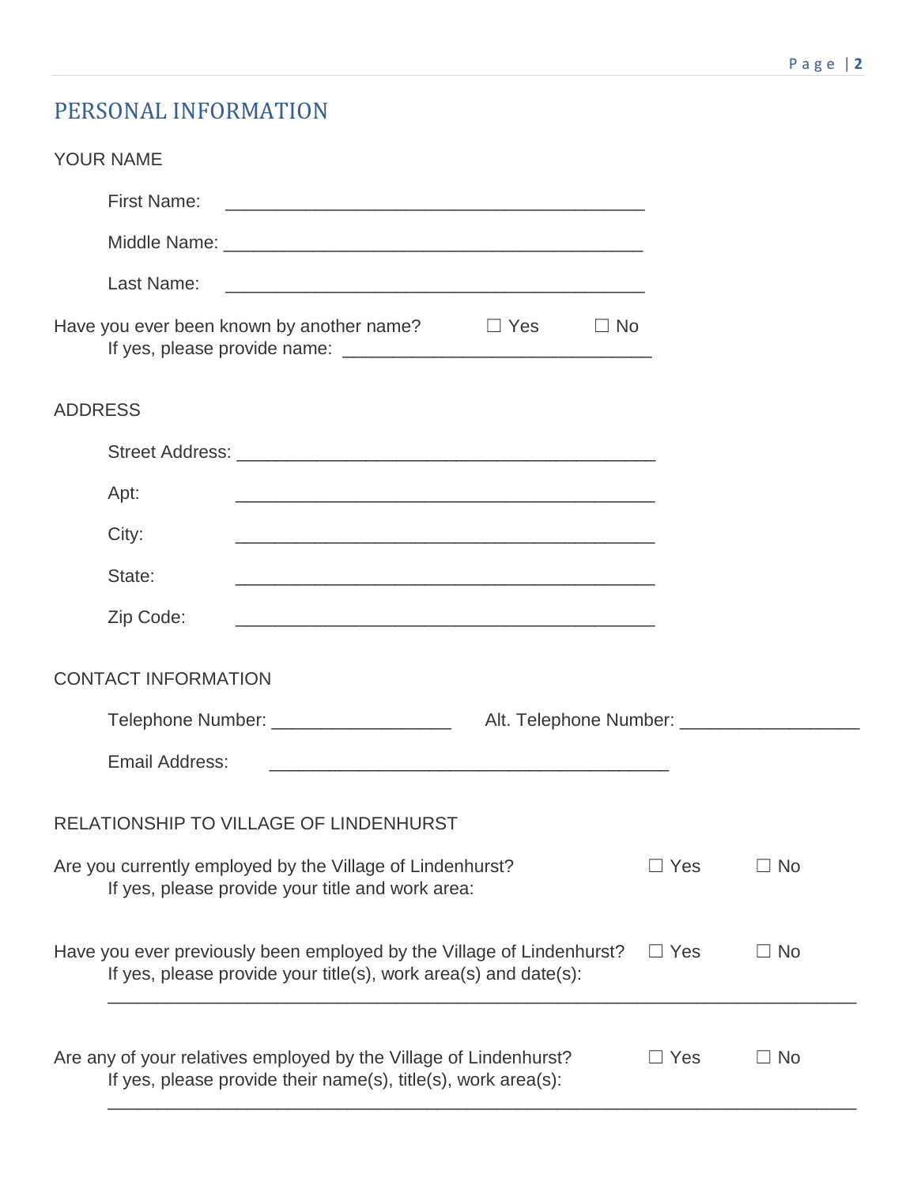# PERSONAL INFORMATION

## YOUR NAME

First Name: ___________________________________________

Middle Name: ___________________________________________

Last Name: ___________________________________________

Have you ever been known by another name? ☐ Yes ☐ No

If yes, please provide name: ________________________________

## ADDRESS

Street Address: ___________________________________________

Apt: ___________________________________________

City: ___________________________________________

State: ___________________________________________

Zip Code: ___________________________________________

## CONTACT INFORMATION

Telephone Number: ___________________ Alt. Telephone Number: ___________________

Email Address: ___________________________________________

## RELATIONSHIP TO VILLAGE OF LINDENHURST

Are you currently employed by the Village of Lindenhurst? ☐ Yes ☐ No

If yes, please provide your title and work area:

Have you ever previously been employed by the Village of Lindenhurst? ☐ Yes ☐ No

If yes, please provide your title(s), work area(s) and date(s):

_____________________________________________________________________________

Are any of your relatives employed by the Village of Lindenhurst? ☐ Yes ☐ No

If yes, please provide their name(s), title(s), work area(s):

_____________________________________________________________________________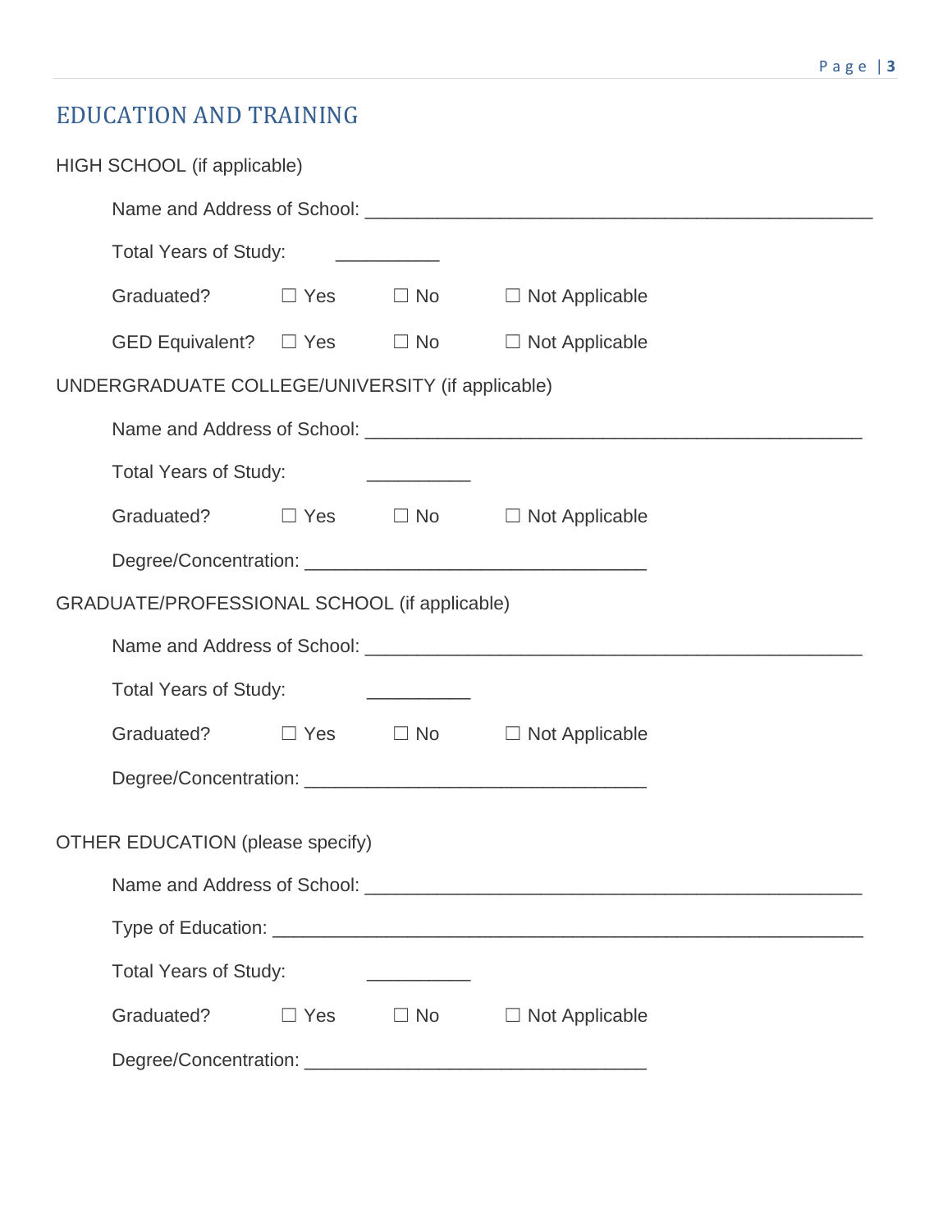## EDUCATION AND TRAINING

HIGH SCHOOL (if applicable)

Name and Address of School: ___________________________________________________

Total Years of Study: __________

Graduated? ☐ Yes ☐ No ☐ Not Applicable

GED Equivalent? ☐ Yes ☐ No ☐ Not Applicable

UNDERGRADUATE COLLEGE/UNIVERSITY (if applicable)

Name and Address of School: __________________________________________________

Total Years of Study: __________

Graduated? ☐ Yes ☐ No ☐ Not Applicable

Degree/Concentration: _________________________________

GRADUATE/PROFESSIONAL SCHOOL (if applicable)

Name and Address of School: __________________________________________________

Total Years of Study: __________

Graduated? ☐ Yes ☐ No ☐ Not Applicable

Degree/Concentration: _________________________________

OTHER EDUCATION (please specify)

Name and Address of School: __________________________________________________

Type of Education: _________________________________________________________

Total Years of Study: __________

Graduated? ☐ Yes ☐ No ☐ Not Applicable

Degree/Concentration: _________________________________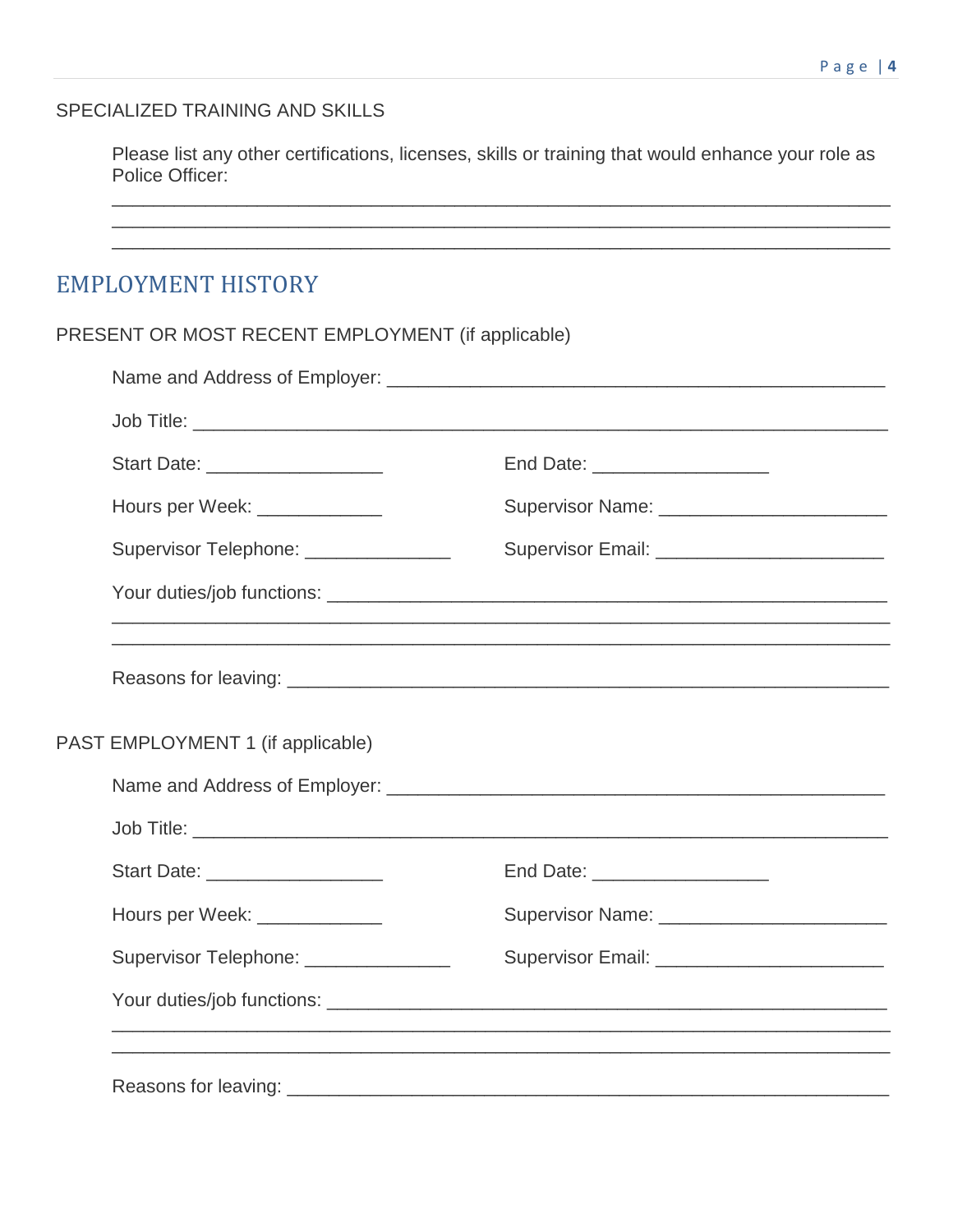SPECIALIZED TRAINING AND SKILLS

Please list any other certifications, licenses, skills or training that would enhance your role as Police Officer:

______________________________________________________________________________
______________________________________________________________________________
______________________________________________________________________________

# EMPLOYMENT HISTORY

PRESENT OR MOST RECENT EMPLOYMENT (if applicable)

Name and Address of Employer: ____________________________________________

Job Title: ________________________________________________________________

Start Date: _________________ End Date: _________________

Hours per Week: ____________ Supervisor Name: ______________________

Supervisor Telephone: ______________ Supervisor Email: ______________________

Your duties/job functions: _______________________________________________
______________________________________________________________________________
______________________________________________________________________________

Reasons for leaving: ____________________________________________________

PAST EMPLOYMENT 1 (if applicable)

Name and Address of Employer: ____________________________________________

Job Title: ________________________________________________________________

Start Date: _________________ End Date: _________________

Hours per Week: ____________ Supervisor Name: ______________________

Supervisor Telephone: ______________ Supervisor Email: ______________________

Your duties/job functions: _______________________________________________
______________________________________________________________________________
______________________________________________________________________________

Reasons for leaving: ____________________________________________________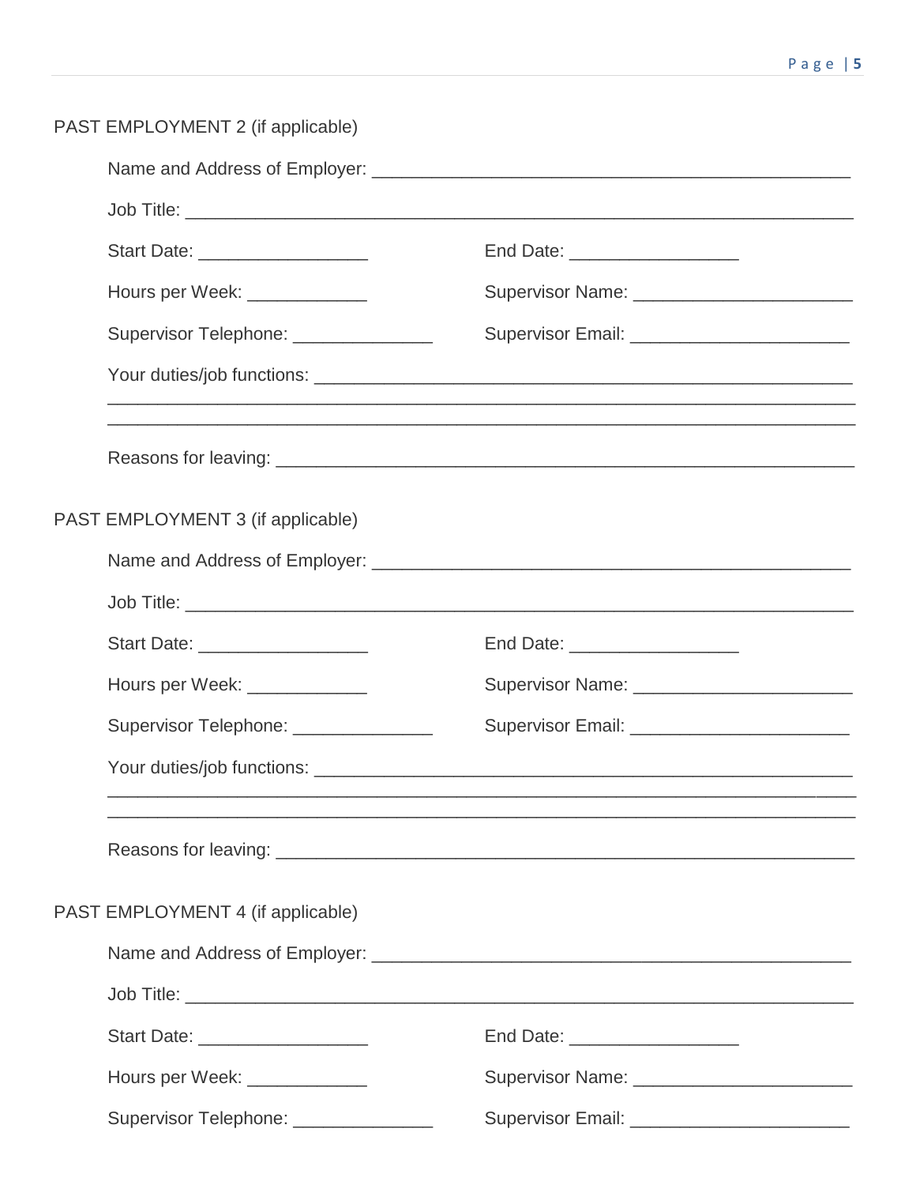PAST EMPLOYMENT 2 (if applicable)

Name and Address of Employer: ___________________________________________________

Job Title: ___________________________________________________________________

Start Date: _________________ End Date: _________________

Hours per Week: ____________ Supervisor Name: ______________________

Supervisor Telephone: ______________ Supervisor Email: ______________________

Your duties/job functions: _______________________________________________________
_____________________________________________________________________________
_____________________________________________________________________________

Reasons for leaving: ____________________________________________________________

PAST EMPLOYMENT 3 (if applicable)

Name and Address of Employer: ___________________________________________________

Job Title: ___________________________________________________________________

Start Date: _________________ End Date: _________________

Hours per Week: ____________ Supervisor Name: ______________________

Supervisor Telephone: ______________ Supervisor Email: ______________________

Your duties/job functions: _______________________________________________________
_____________________________________________________________________________
_____________________________________________________________________________

Reasons for leaving: ____________________________________________________________

PAST EMPLOYMENT 4 (if applicable)

Name and Address of Employer: ___________________________________________________

Job Title: ___________________________________________________________________

Start Date: _________________ End Date: _________________

Hours per Week: ____________ Supervisor Name: ______________________

Supervisor Telephone: ______________ Supervisor Email: ______________________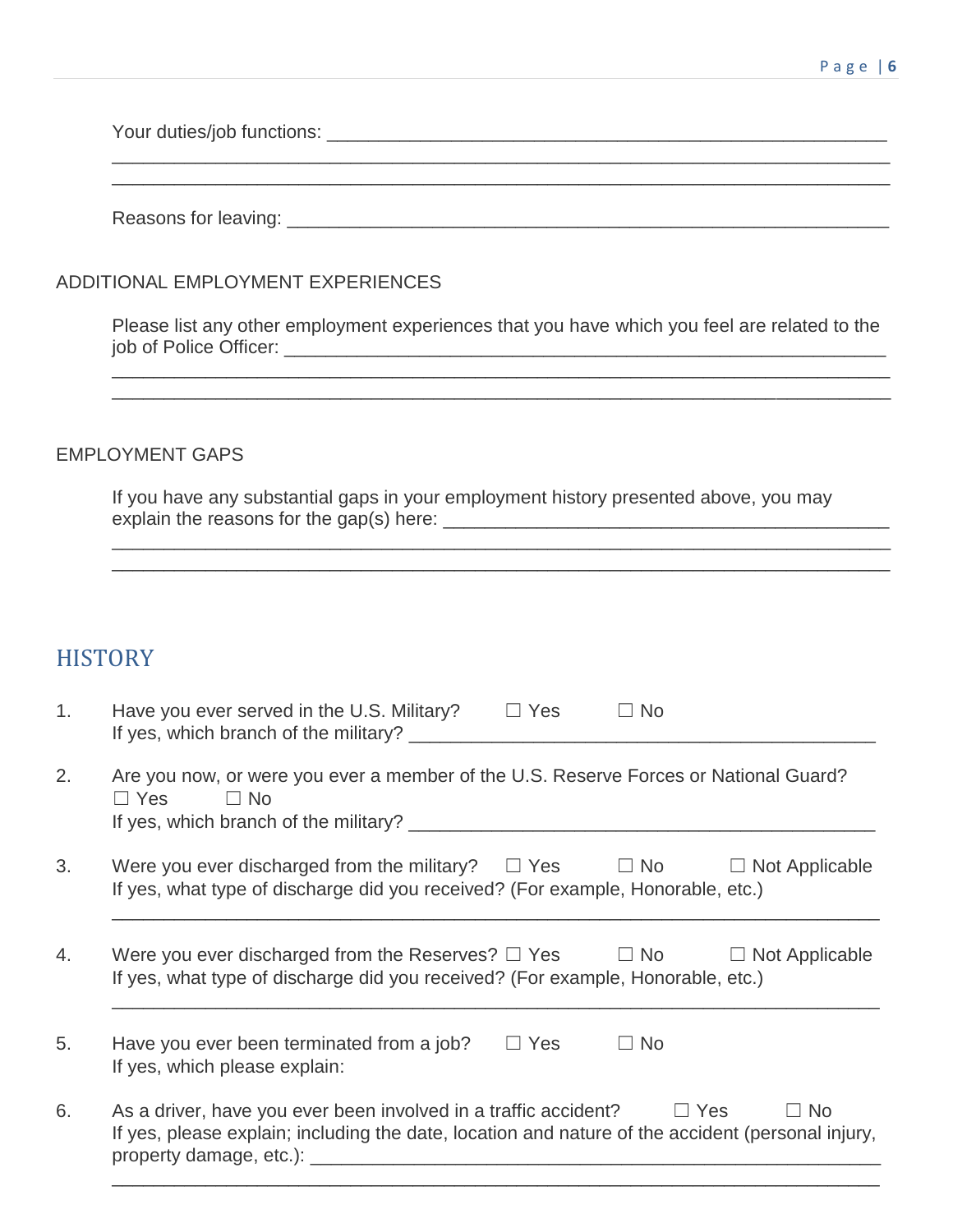Your duties/job functions: ______________________________________________________

________________________________________________________________________

________________________________________________________________________

Reasons for leaving: __________________________________________________________

ADDITIONAL EMPLOYMENT EXPERIENCES

Please list any other employment experiences that you have which you feel are related to the job of Police Officer: _____________________________________________________

________________________________________________________________________

________________________________________________________________________

EMPLOYMENT GAPS

If you have any substantial gaps in your employment history presented above, you may explain the reasons for the gap(s) here: _________________________________________

________________________________________________________________________

________________________________________________________________________

## HISTORY

1. Have you ever served in the U.S. Military? ☐ Yes ☐ No
   If yes, which branch of the military? ___________________________________________

2. Are you now, or were you ever a member of the U.S. Reserve Forces or National Guard?
   ☐ Yes ☐ No
   If yes, which branch of the military? ___________________________________________

3. Were you ever discharged from the military? ☐ Yes ☐ No ☐ Not Applicable
   If yes, what type of discharge did you received? (For example, Honorable, etc.)
   ________________________________________________________________________

4. Were you ever discharged from the Reserves? ☐ Yes ☐ No ☐ Not Applicable
   If yes, what type of discharge did you received? (For example, Honorable, etc.)
   ________________________________________________________________________

5. Have you ever been terminated from a job? ☐ Yes ☐ No
   If yes, which please explain:

6. As a driver, have you ever been involved in a traffic accident? ☐ Yes ☐ No
   If yes, please explain; including the date, location and nature of the accident (personal injury, property damage, etc.): _____________________________________________________
   ________________________________________________________________________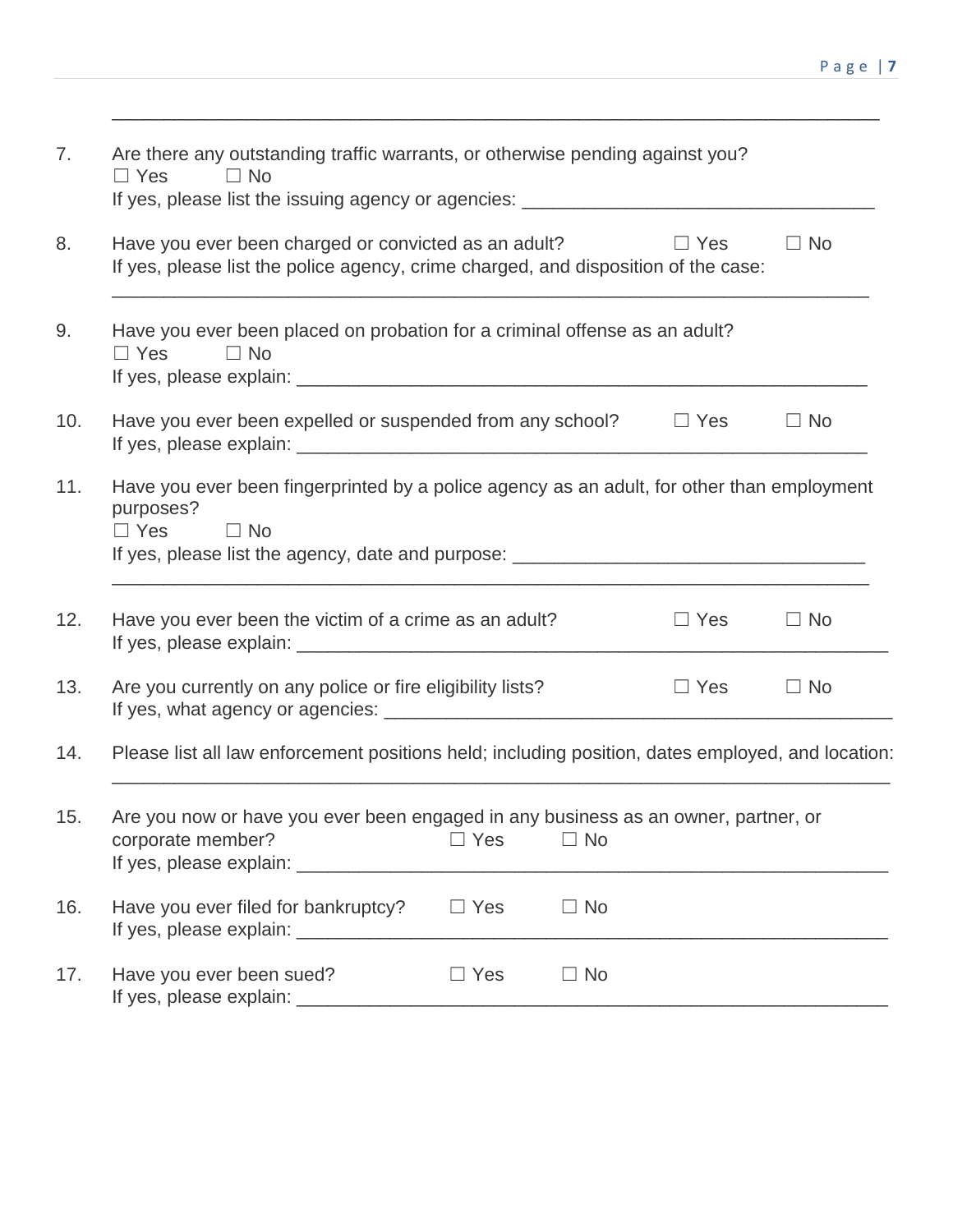\_\_\_\_\_\_\_\_\_\_\_\_\_\_\_\_\_\_\_\_\_\_\_\_\_\_\_\_\_\_\_\_\_\_\_\_\_\_\_\_\_\_\_\_\_\_\_\_\_\_\_\_\_\_\_\_\_\_\_\_\_\_\_\_\_\_\_\_\_\_

7. Are there any outstanding traffic warrants, or otherwise pending against you?
   ☐ Yes ☐ No
   If yes, please list the issuing agency or agencies: \_\_\_\_\_\_\_\_\_\_\_\_\_\_\_\_\_\_\_\_\_\_\_\_\_\_\_\_\_\_\_\_\_\_

8. Have you ever been charged or convicted as an adult? ☐ Yes ☐ No
   If yes, please list the police agency, crime charged, and disposition of the case:
   \_\_\_\_\_\_\_\_\_\_\_\_\_\_\_\_\_\_\_\_\_\_\_\_\_\_\_\_\_\_\_\_\_\_\_\_\_\_\_\_\_\_\_\_\_\_\_\_\_\_\_\_\_\_\_\_\_\_\_\_\_\_\_\_\_\_\_\_\_\_

9. Have you ever been placed on probation for a criminal offense as an adult?
   ☐ Yes ☐ No
   If yes, please explain: \_\_\_\_\_\_\_\_\_\_\_\_\_\_\_\_\_\_\_\_\_\_\_\_\_\_\_\_\_\_\_\_\_\_\_\_\_\_\_\_\_\_\_\_\_\_\_\_\_\_\_\_\_\_\_\_

10. Have you ever been expelled or suspended from any school? ☐ Yes ☐ No
    If yes, please explain: \_\_\_\_\_\_\_\_\_\_\_\_\_\_\_\_\_\_\_\_\_\_\_\_\_\_\_\_\_\_\_\_\_\_\_\_\_\_\_\_\_\_\_\_\_\_\_\_\_\_\_\_\_\_\_\_

11. Have you ever been fingerprinted by a police agency as an adult, for other than employment purposes?
    ☐ Yes ☐ No
    If yes, please list the agency, date and purpose: \_\_\_\_\_\_\_\_\_\_\_\_\_\_\_\_\_\_\_\_\_\_\_\_\_\_\_\_\_\_\_\_\_\_
    \_\_\_\_\_\_\_\_\_\_\_\_\_\_\_\_\_\_\_\_\_\_\_\_\_\_\_\_\_\_\_\_\_\_\_\_\_\_\_\_\_\_\_\_\_\_\_\_\_\_\_\_\_\_\_\_\_\_\_\_\_\_\_\_\_\_\_\_\_\_

12. Have you ever been the victim of a crime as an adult? ☐ Yes ☐ No
    If yes, please explain: \_\_\_\_\_\_\_\_\_\_\_\_\_\_\_\_\_\_\_\_\_\_\_\_\_\_\_\_\_\_\_\_\_\_\_\_\_\_\_\_\_\_\_\_\_\_\_\_\_\_\_\_\_\_\_\_\_\_

13. Are you currently on any police or fire eligibility lists? ☐ Yes ☐ No
    If yes, what agency or agencies: \_\_\_\_\_\_\_\_\_\_\_\_\_\_\_\_\_\_\_\_\_\_\_\_\_\_\_\_\_\_\_\_\_\_\_\_\_\_\_\_\_\_\_\_\_\_\_\_\_\_

14. Please list all law enforcement positions held; including position, dates employed, and location:
    \_\_\_\_\_\_\_\_\_\_\_\_\_\_\_\_\_\_\_\_\_\_\_\_\_\_\_\_\_\_\_\_\_\_\_\_\_\_\_\_\_\_\_\_\_\_\_\_\_\_\_\_\_\_\_\_\_\_\_\_\_\_\_\_\_\_\_\_\_\_

15. Are you now or have you ever been engaged in any business as an owner, partner, or corporate member? ☐ Yes ☐ No
    If yes, please explain: \_\_\_\_\_\_\_\_\_\_\_\_\_\_\_\_\_\_\_\_\_\_\_\_\_\_\_\_\_\_\_\_\_\_\_\_\_\_\_\_\_\_\_\_\_\_\_\_\_\_\_\_\_\_\_\_\_\_

16. Have you ever filed for bankruptcy? ☐ Yes ☐ No
    If yes, please explain: \_\_\_\_\_\_\_\_\_\_\_\_\_\_\_\_\_\_\_\_\_\_\_\_\_\_\_\_\_\_\_\_\_\_\_\_\_\_\_\_\_\_\_\_\_\_\_\_\_\_\_\_\_\_\_\_\_\_

17. Have you ever been sued? ☐ Yes ☐ No
    If yes, please explain: \_\_\_\_\_\_\_\_\_\_\_\_\_\_\_\_\_\_\_\_\_\_\_\_\_\_\_\_\_\_\_\_\_\_\_\_\_\_\_\_\_\_\_\_\_\_\_\_\_\_\_\_\_\_\_\_\_\_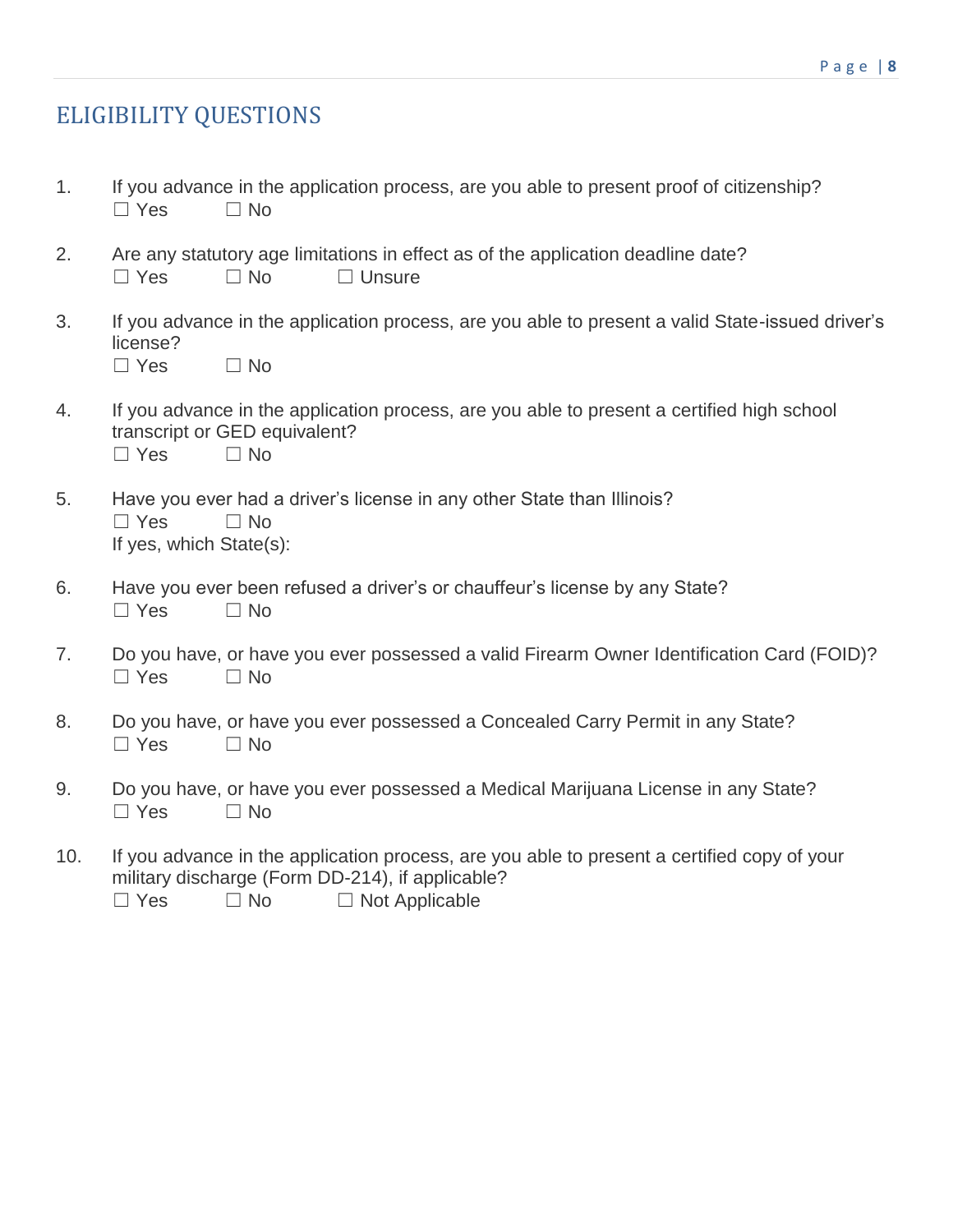## ELIGIBILITY QUESTIONS

1. If you advance in the application process, are you able to present proof of citizenship?
   ☐ Yes ☐ No

2. Are any statutory age limitations in effect as of the application deadline date?
   ☐ Yes ☐ No ☐ Unsure

3. If you advance in the application process, are you able to present a valid State-issued driver's license?
   ☐ Yes ☐ No

4. If you advance in the application process, are you able to present a certified high school transcript or GED equivalent?
   ☐ Yes ☐ No

5. Have you ever had a driver's license in any other State than Illinois?
   ☐ Yes ☐ No
   If yes, which State(s):

6. Have you ever been refused a driver's or chauffeur's license by any State?
   ☐ Yes ☐ No

7. Do you have, or have you ever possessed a valid Firearm Owner Identification Card (FOID)?
   ☐ Yes ☐ No

8. Do you have, or have you ever possessed a Concealed Carry Permit in any State?
   ☐ Yes ☐ No

9. Do you have, or have you ever possessed a Medical Marijuana License in any State?
   ☐ Yes ☐ No

10. If you advance in the application process, are you able to present a certified copy of your military discharge (Form DD-214), if applicable?
    ☐ Yes ☐ No ☐ Not Applicable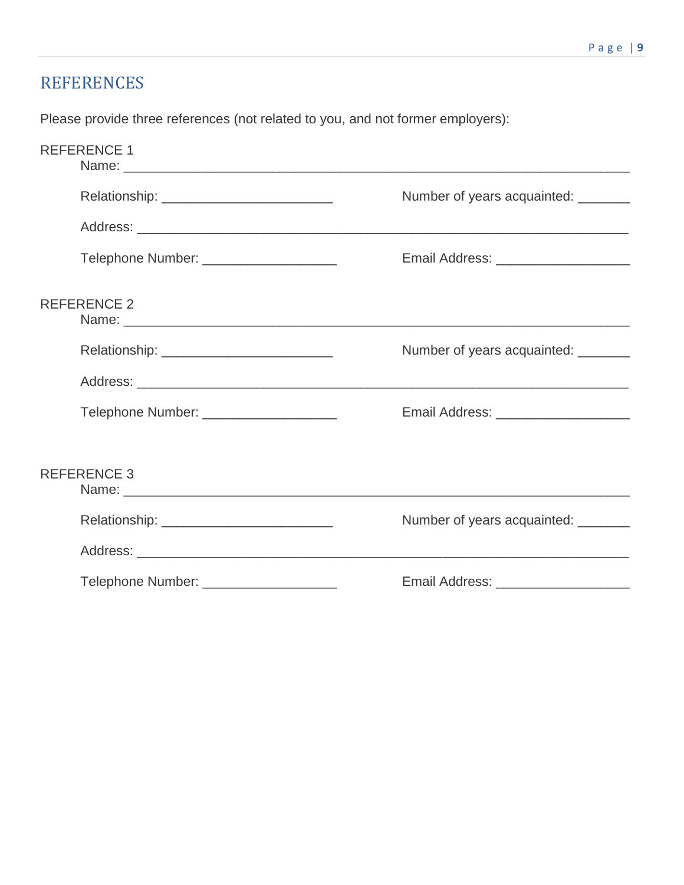## REFERENCES

Please provide three references (not related to you, and not former employers):

REFERENCE 1

Name: ______________________________________________________________________

Relationship: ________________________ Number of years acquainted: _______

Address: ____________________________________________________________________

Telephone Number: ___________________ Email Address: __________________

REFERENCE 2

Name: ______________________________________________________________________

Relationship: ________________________ Number of years acquainted: _______

Address: ____________________________________________________________________

Telephone Number: ___________________ Email Address: __________________

REFERENCE 3

Name: ______________________________________________________________________

Relationship: ________________________ Number of years acquainted: _______

Address: ____________________________________________________________________

Telephone Number: ___________________ Email Address: __________________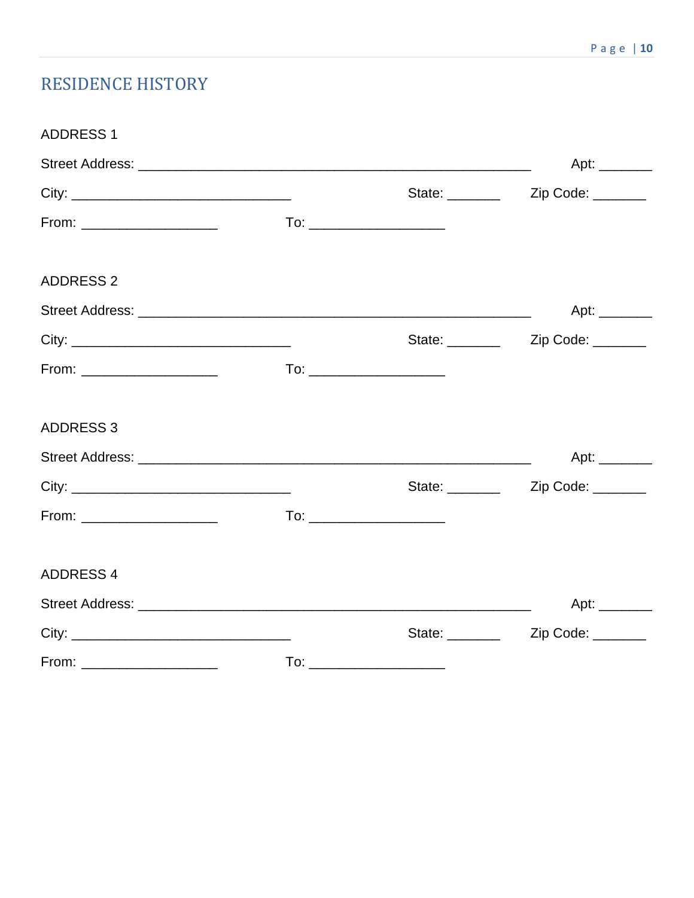## RESIDENCE HISTORY

ADDRESS 1

Street Address: ________________________________________________________ Apt: _______

City: ______________________________ State: _______ Zip Code: _______

From: __________________ To: __________________

ADDRESS 2

Street Address: ________________________________________________________ Apt: _______

City: ______________________________ State: _______ Zip Code: _______

From: __________________ To: __________________

ADDRESS 3

Street Address: ________________________________________________________ Apt: _______

City: ______________________________ State: _______ Zip Code: _______

From: __________________ To: __________________

ADDRESS 4

Street Address: ________________________________________________________ Apt: _______

City: ______________________________ State: _______ Zip Code: _______

From: __________________ To: __________________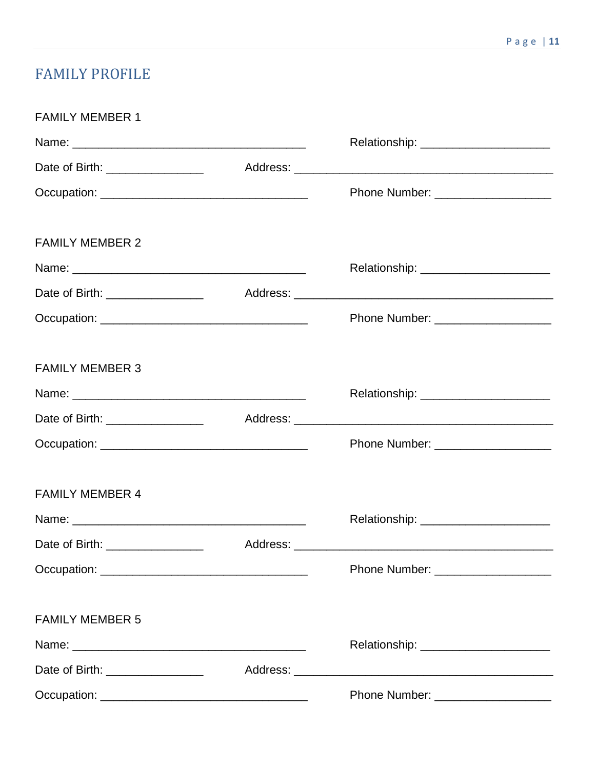# FAMILY PROFILE

FAMILY MEMBER 1

Name: ____________________________________ Relationship: ____________________

Date of Birth: _______________ Address: ________________________________________

Occupation: ________________________________ Phone Number: __________________

FAMILY MEMBER 2

Name: ____________________________________ Relationship: ____________________

Date of Birth: _______________ Address: ________________________________________

Occupation: ________________________________ Phone Number: __________________

FAMILY MEMBER 3

Name: ____________________________________ Relationship: ____________________

Date of Birth: _______________ Address: ________________________________________

Occupation: ________________________________ Phone Number: __________________

FAMILY MEMBER 4

Name: ____________________________________ Relationship: ____________________

Date of Birth: _______________ Address: ________________________________________

Occupation: ________________________________ Phone Number: __________________

FAMILY MEMBER 5

Name: ____________________________________ Relationship: ____________________

Date of Birth: _______________ Address: ________________________________________

Occupation: ________________________________ Phone Number: __________________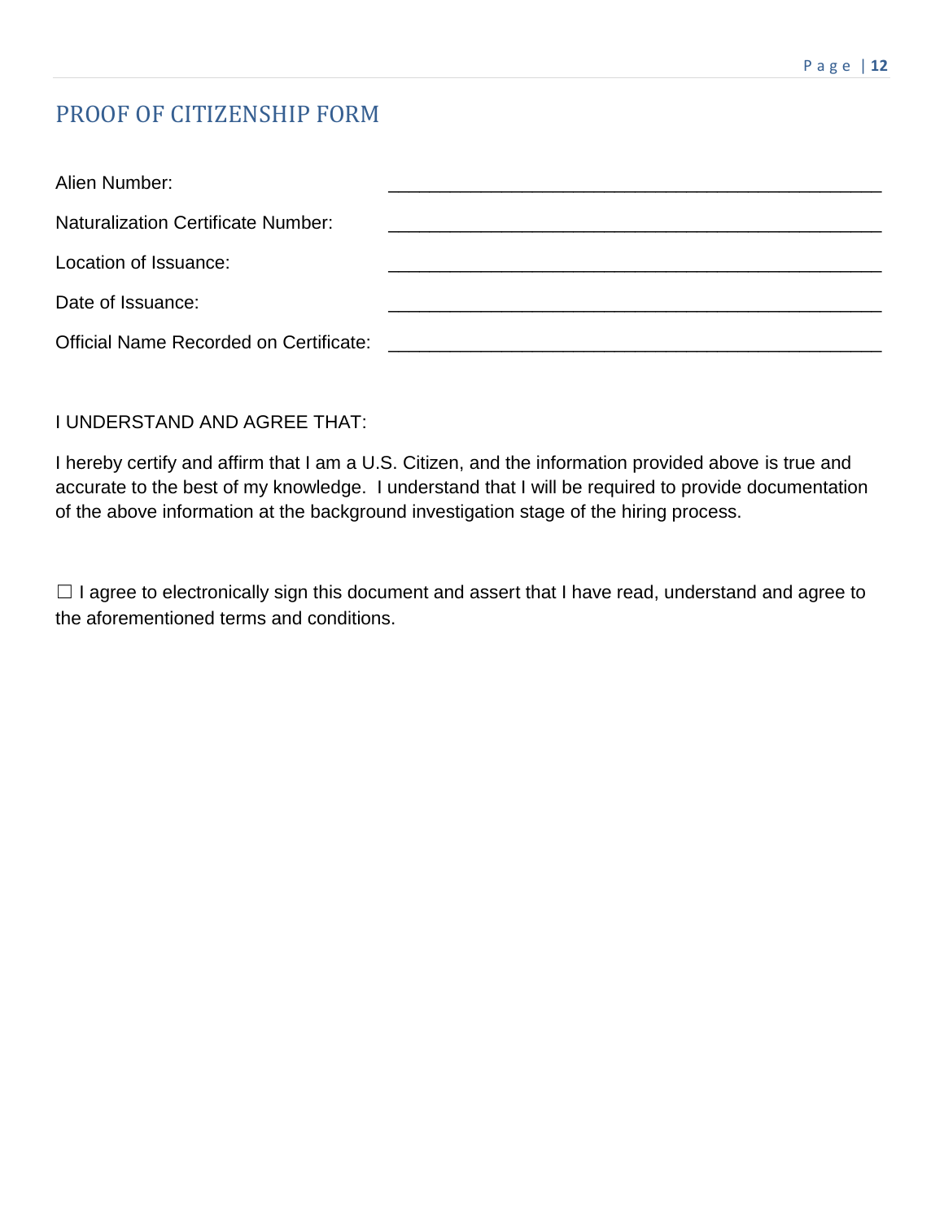## PROOF OF CITIZENSHIP FORM

Alien Number: ________________________________________________

Naturalization Certificate Number: ________________________________________________

Location of Issuance: ________________________________________________

Date of Issuance: ________________________________________________

Official Name Recorded on Certificate: ________________________________________________

I UNDERSTAND AND AGREE THAT:

I hereby certify and affirm that I am a U.S. Citizen, and the information provided above is true and accurate to the best of my knowledge. I understand that I will be required to provide documentation of the above information at the background investigation stage of the hiring process.

☐ I agree to electronically sign this document and assert that I have read, understand and agree to the aforementioned terms and conditions.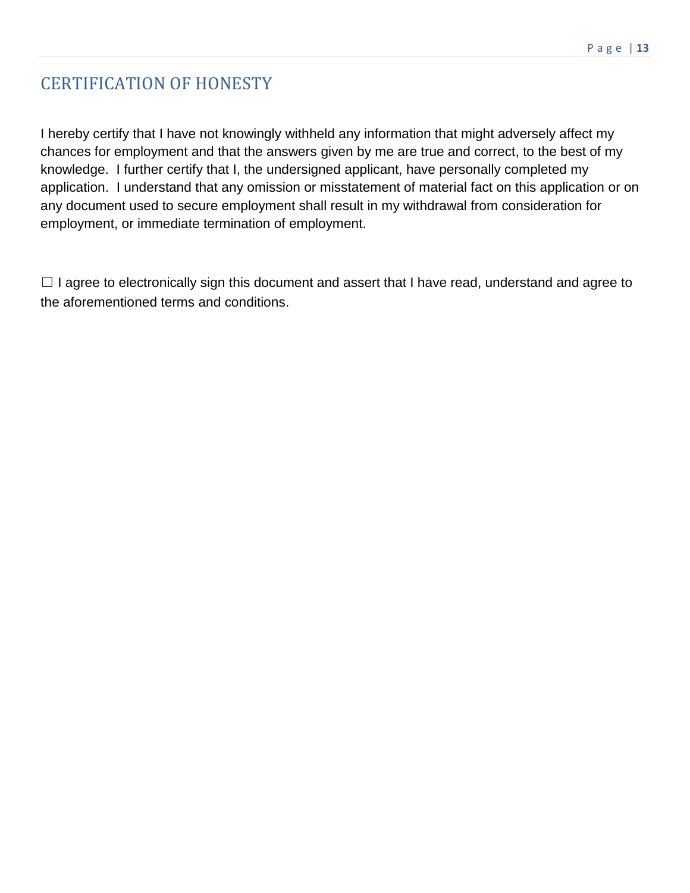## CERTIFICATION OF HONESTY

I hereby certify that I have not knowingly withheld any information that might adversely affect my chances for employment and that the answers given by me are true and correct, to the best of my knowledge. I further certify that I, the undersigned applicant, have personally completed my application. I understand that any omission or misstatement of material fact on this application or on any document used to secure employment shall result in my withdrawal from consideration for employment, or immediate termination of employment.

☐ I agree to electronically sign this document and assert that I have read, understand and agree to the aforementioned terms and conditions.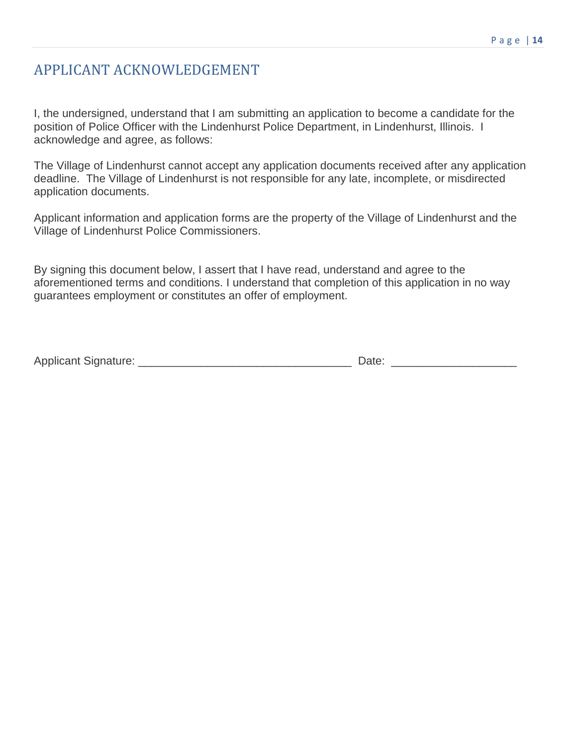## APPLICANT ACKNOWLEDGEMENT

I, the undersigned, understand that I am submitting an application to become a candidate for the position of Police Officer with the Lindenhurst Police Department, in Lindenhurst, Illinois. I acknowledge and agree, as follows:

The Village of Lindenhurst cannot accept any application documents received after any application deadline. The Village of Lindenhurst is not responsible for any late, incomplete, or misdirected application documents.

Applicant information and application forms are the property of the Village of Lindenhurst and the Village of Lindenhurst Police Commissioners.

By signing this document below, I assert that I have read, understand and agree to the aforementioned terms and conditions. I understand that completion of this application in no way guarantees employment or constitutes an offer of employment.

Applicant Signature: _________________________________ Date: ___________________